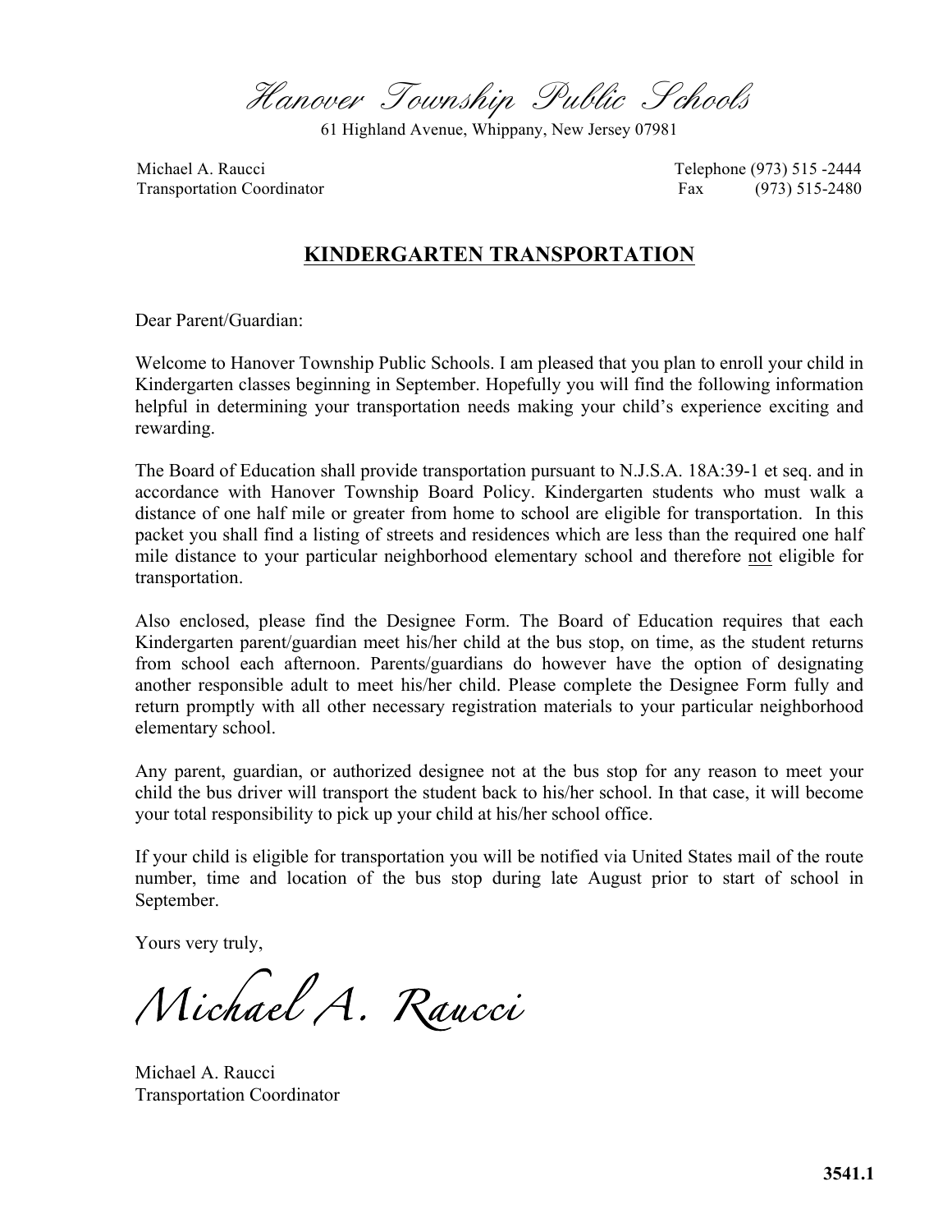# *Hanover Township Public Schools*

61 Highland Avenue, Whippany, New Jersey 07981

Michael A. Raucci
Transportation Coordinator

Telephone (973) 515 -2444
Fax (973) 515-2480

## KINDERGARTEN TRANSPORTATION

Dear Parent/Guardian:

Welcome to Hanover Township Public Schools. I am pleased that you plan to enroll your child in Kindergarten classes beginning in September. Hopefully you will find the following information helpful in determining your transportation needs making your child's experience exciting and rewarding.

The Board of Education shall provide transportation pursuant to N.J.S.A. 18A:39-1 et seq. and in accordance with Hanover Township Board Policy. Kindergarten students who must walk a distance of one half mile or greater from home to school are eligible for transportation. In this packet you shall find a listing of streets and residences which are less than the required one half mile distance to your particular neighborhood elementary school and therefore <u>not</u> eligible for transportation.

Also enclosed, please find the Designee Form. The Board of Education requires that each Kindergarten parent/guardian meet his/her child at the bus stop, on time, as the student returns from school each afternoon. Parents/guardians do however have the option of designating another responsible adult to meet his/her child. Please complete the Designee Form fully and return promptly with all other necessary registration materials to your particular neighborhood elementary school.

Any parent, guardian, or authorized designee not at the bus stop for any reason to meet your child the bus driver will transport the student back to his/her school. In that case, it will become your total responsibility to pick up your child at his/her school office.

If your child is eligible for transportation you will be notified via United States mail of the route number, time and location of the bus stop during late August prior to start of school in September.

Yours very truly,

*Michael A. Raucci*

Michael A. Raucci
Transportation Coordinator

**3541.1**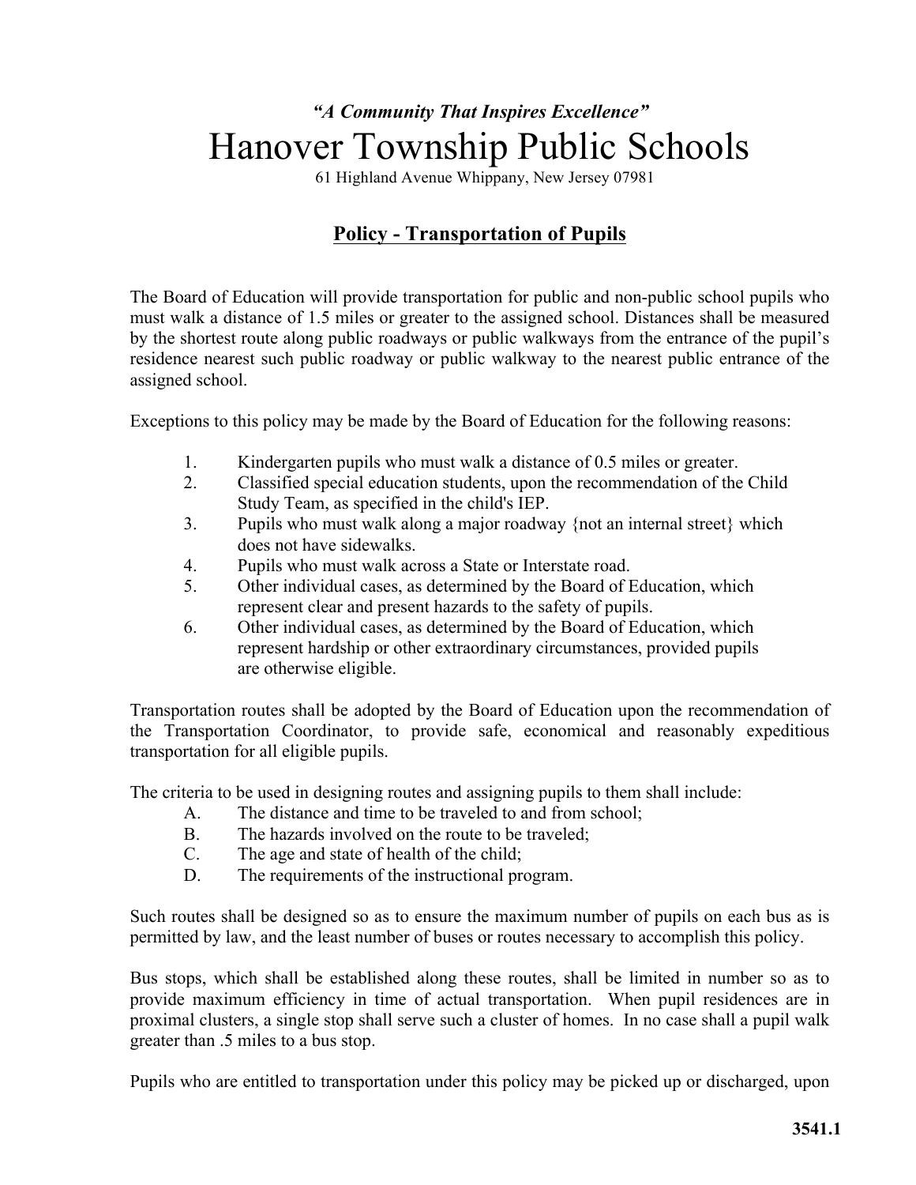*"A Community That Inspires Excellence"*

# Hanover Township Public Schools

61 Highland Avenue Whippany, New Jersey 07981

## Policy - Transportation of Pupils

The Board of Education will provide transportation for public and non-public school pupils who must walk a distance of 1.5 miles or greater to the assigned school. Distances shall be measured by the shortest route along public roadways or public walkways from the entrance of the pupil's residence nearest such public roadway or public walkway to the nearest public entrance of the assigned school.

Exceptions to this policy may be made by the Board of Education for the following reasons:

1. Kindergarten pupils who must walk a distance of 0.5 miles or greater.
2. Classified special education students, upon the recommendation of the Child Study Team, as specified in the child's IEP.
3. Pupils who must walk along a major roadway {not an internal street} which does not have sidewalks.
4. Pupils who must walk across a State or Interstate road.
5. Other individual cases, as determined by the Board of Education, which represent clear and present hazards to the safety of pupils.
6. Other individual cases, as determined by the Board of Education, which represent hardship or other extraordinary circumstances, provided pupils are otherwise eligible.

Transportation routes shall be adopted by the Board of Education upon the recommendation of the Transportation Coordinator, to provide safe, economical and reasonably expeditious transportation for all eligible pupils.

The criteria to be used in designing routes and assigning pupils to them shall include:

A. The distance and time to be traveled to and from school;
B. The hazards involved on the route to be traveled;
C. The age and state of health of the child;
D. The requirements of the instructional program.

Such routes shall be designed so as to ensure the maximum number of pupils on each bus as is permitted by law, and the least number of buses or routes necessary to accomplish this policy.

Bus stops, which shall be established along these routes, shall be limited in number so as to provide maximum efficiency in time of actual transportation. When pupil residences are in proximal clusters, a single stop shall serve such a cluster of homes. In no case shall a pupil walk greater than .5 miles to a bus stop.

Pupils who are entitled to transportation under this policy may be picked up or discharged, upon

**3541.1**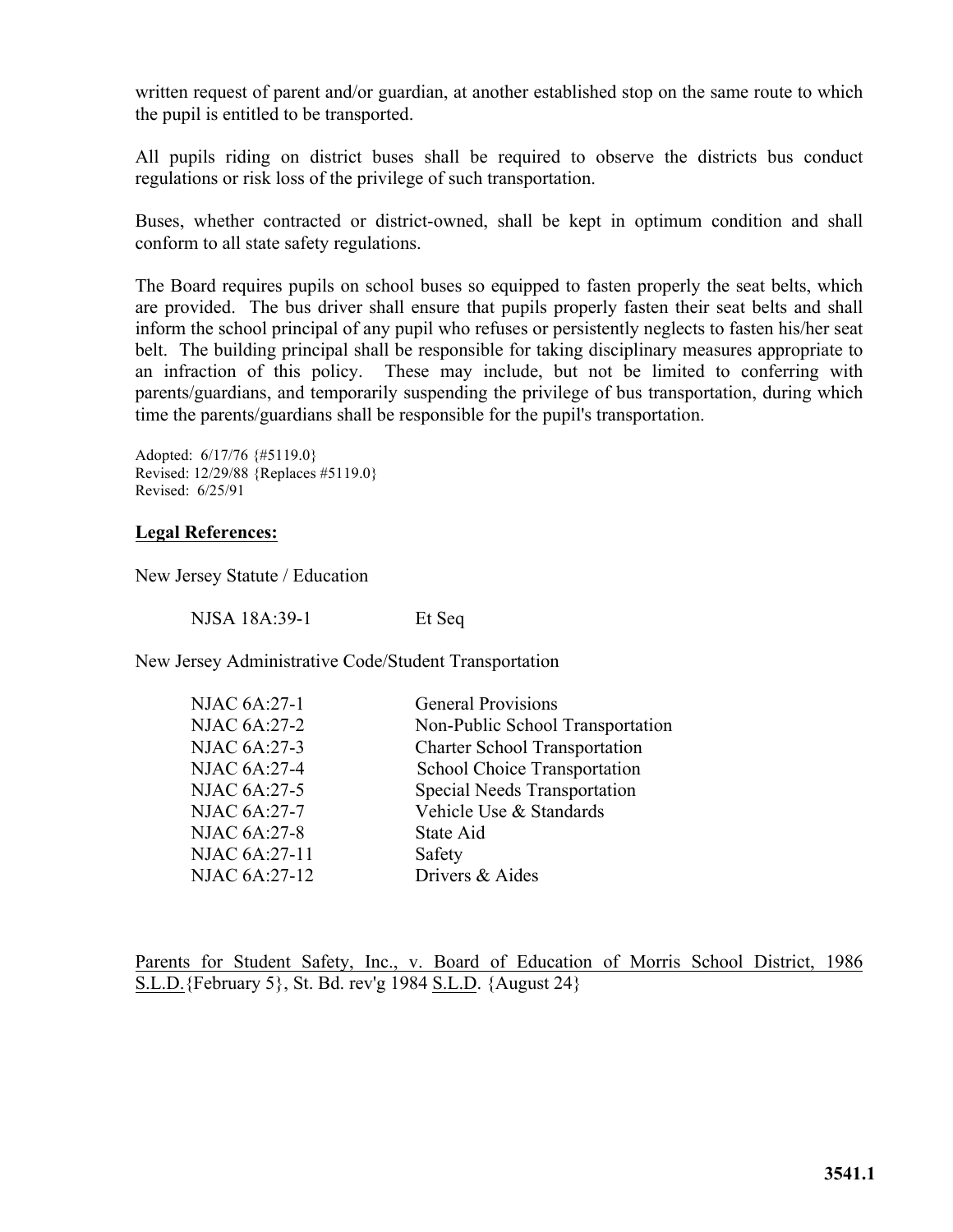written request of parent and/or guardian, at another established stop on the same route to which the pupil is entitled to be transported.

All pupils riding on district buses shall be required to observe the districts bus conduct regulations or risk loss of the privilege of such transportation.

Buses, whether contracted or district-owned, shall be kept in optimum condition and shall conform to all state safety regulations.

The Board requires pupils on school buses so equipped to fasten properly the seat belts, which are provided. The bus driver shall ensure that pupils properly fasten their seat belts and shall inform the school principal of any pupil who refuses or persistently neglects to fasten his/her seat belt. The building principal shall be responsible for taking disciplinary measures appropriate to an infraction of this policy. These may include, but not be limited to conferring with parents/guardians, and temporarily suspending the privilege of bus transportation, during which time the parents/guardians shall be responsible for the pupil's transportation.

Adopted: 6/17/76 {#5119.0}
Revised: 12/29/88 {Replaces #5119.0}
Revised: 6/25/91

**Legal References:**

New Jersey Statute / Education

| | |
|---|---|
| NJSA 18A:39-1 | Et Seq |

New Jersey Administrative Code/Student Transportation

| | |
|---|---|
| NJAC 6A:27-1 | General Provisions |
| NJAC 6A:27-2 | Non-Public School Transportation |
| NJAC 6A:27-3 | Charter School Transportation |
| NJAC 6A:27-4 | School Choice Transportation |
| NJAC 6A:27-5 | Special Needs Transportation |
| NJAC 6A:27-7 | Vehicle Use & Standards |
| NJAC 6A:27-8 | State Aid |
| NJAC 6A:27-11 | Safety |
| NJAC 6A:27-12 | Drivers & Aides |

Parents for Student Safety, Inc., v. Board of Education of Morris School District, 1986 S.L.D.{February 5}, St. Bd. rev'g 1984 S.L.D. {August 24}

**3541.1**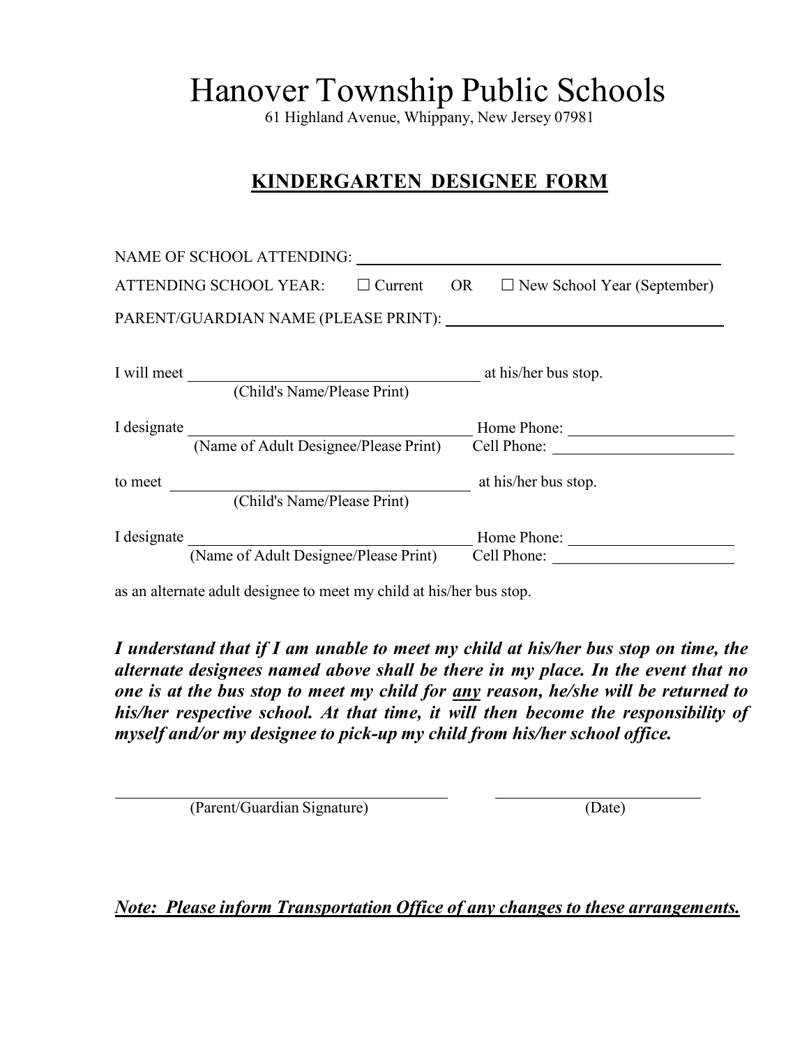# Hanover Township Public Schools

61 Highland Avenue, Whippany, New Jersey 07981

## KINDERGARTEN DESIGNEE FORM

NAME OF SCHOOL ATTENDING: ______________________________

ATTENDING SCHOOL YEAR: ☐ Current OR ☐ New School Year (September)

PARENT/GUARDIAN NAME (PLEASE PRINT): ______________________________

I will meet ______________________________ at his/her bus stop.
(Child's Name/Please Print)

I designate ______________________________ Home Phone: ____________________
(Name of Adult Designee/Please Print) Cell Phone: ____________________

to meet ______________________________ at his/her bus stop.
(Child's Name/Please Print)

I designate ______________________________ Home Phone: ____________________
(Name of Adult Designee/Please Print) Cell Phone: ____________________

as an alternate adult designee to meet my child at his/her bus stop.

***I understand that if I am unable to meet my child at his/her bus stop on time, the alternate designees named above shall be there in my place. In the event that no one is at the bus stop to meet my child for <u>any</u> reason, he/she will be returned to his/her respective school. At that time, it will then become the responsibility of myself and/or my designee to pick-up my child from his/her school office.***

______________________________ ____________________
(Parent/Guardian Signature) (Date)

***<u>Note: Please inform Transportation Office of any changes to these arrangements.</u>***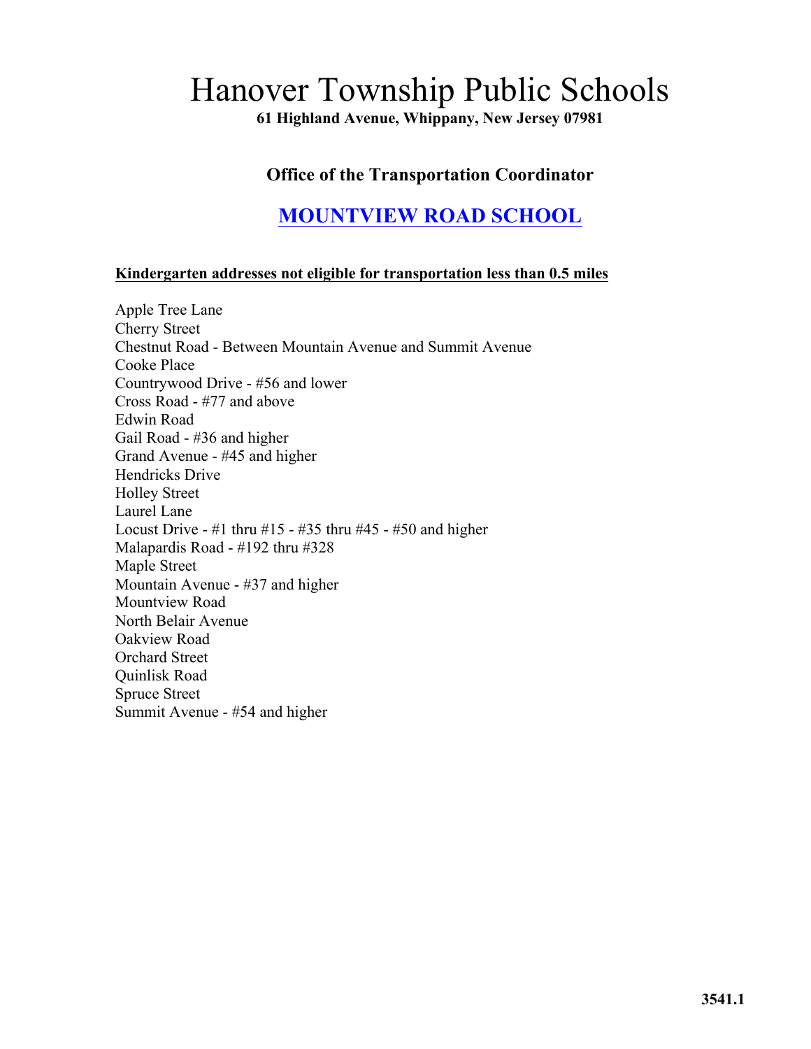# Hanover Township Public Schools

**61 Highland Avenue, Whippany, New Jersey 07981**

### Office of the Transportation Coordinator

## MOUNTVIEW ROAD SCHOOL

**Kindergarten addresses not eligible for transportation less than 0.5 miles**

Apple Tree Lane
Cherry Street
Chestnut Road - Between Mountain Avenue and Summit Avenue
Cooke Place
Countrywood Drive - #56 and lower
Cross Road - #77 and above
Edwin Road
Gail Road - #36 and higher
Grand Avenue - #45 and higher
Hendricks Drive
Holley Street
Laurel Lane
Locust Drive - #1 thru #15 - #35 thru #45 - #50 and higher
Malapardis Road - #192 thru #328
Maple Street
Mountain Avenue - #37 and higher
Mountview Road
North Belair Avenue
Oakview Road
Orchard Street
Quinlisk Road
Spruce Street
Summit Avenue - #54 and higher

**3541.1**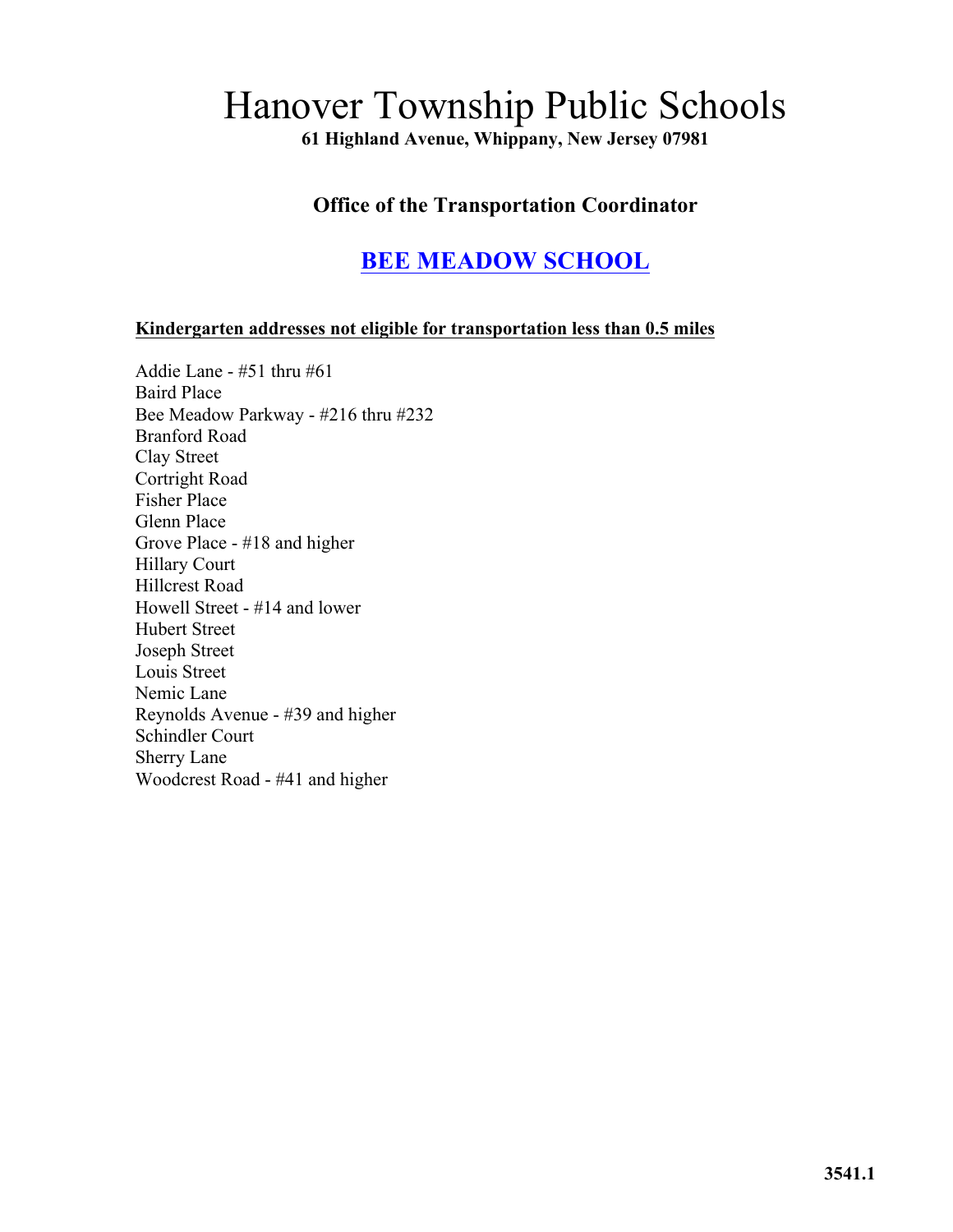# Hanover Township Public Schools

**61 Highland Avenue, Whippany, New Jersey 07981**

### Office of the Transportation Coordinator

## BEE MEADOW SCHOOL

**Kindergarten addresses not eligible for transportation less than 0.5 miles**

Addie Lane - #51 thru #61
Baird Place
Bee Meadow Parkway - #216 thru #232
Branford Road
Clay Street
Cortright Road
Fisher Place
Glenn Place
Grove Place - #18 and higher
Hillary Court
Hillcrest Road
Howell Street - #14 and lower
Hubert Street
Joseph Street
Louis Street
Nemic Lane
Reynolds Avenue - #39 and higher
Schindler Court
Sherry Lane
Woodcrest Road - #41 and higher

**3541.1**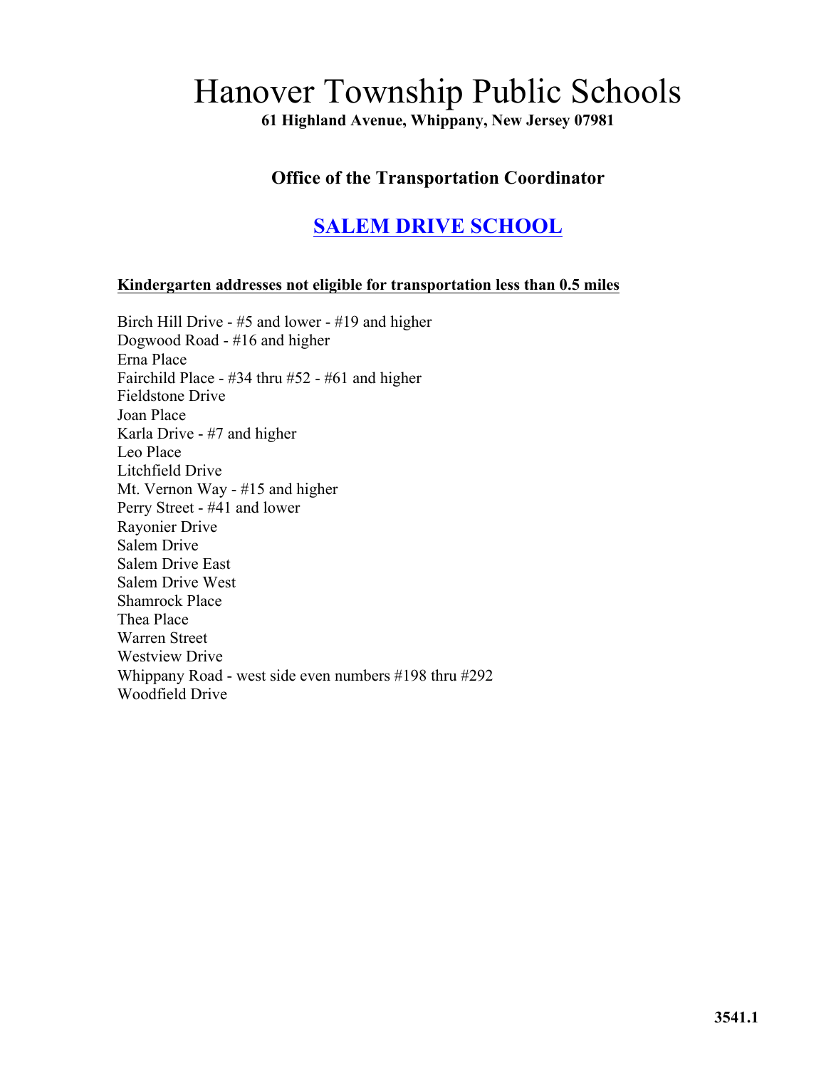# Hanover Township Public Schools

**61 Highland Avenue, Whippany, New Jersey 07981**

### Office of the Transportation Coordinator

## SALEM DRIVE SCHOOL

**Kindergarten addresses not eligible for transportation less than 0.5 miles**

Birch Hill Drive - #5 and lower - #19 and higher
Dogwood Road - #16 and higher
Erna Place
Fairchild Place - #34 thru #52 - #61 and higher
Fieldstone Drive
Joan Place
Karla Drive - #7 and higher
Leo Place
Litchfield Drive
Mt. Vernon Way - #15 and higher
Perry Street - #41 and lower
Rayonier Drive
Salem Drive
Salem Drive East
Salem Drive West
Shamrock Place
Thea Place
Warren Street
Westview Drive
Whippany Road - west side even numbers #198 thru #292
Woodfield Drive

**3541.1**